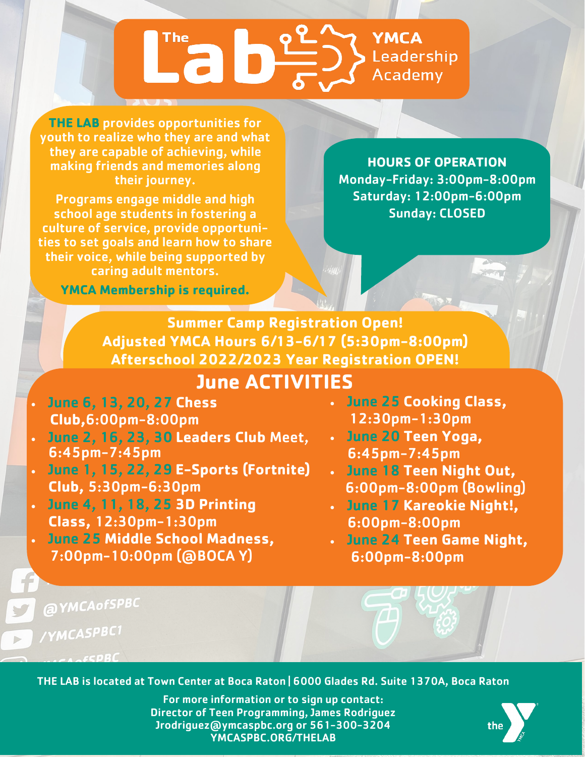# The Lab

YMCA Leadership Academy

**THE LAB** provides opportunities for youth to realize who they are and what they are capable of achieving, while making friends and memories along their journey.

Programs engage middle and high school age students in fostering a culture of service, provide opportunities to set goals and learn how to share their voice, while being supported by caring adult mentors.

**YMCA Membership is required.**

**HOURS OF OPERATION**

Monday-Friday: 3:00pm-8:00pm
Saturday: 12:00pm-6:00pm
Sunday: CLOSED

**Summer Camp Registration Open!**
**Adjusted YMCA Hours 6/13-6/17 (5:30pm-8:00pm)**
**Afterschool 2022/2023 Year Registration OPEN!**

## June ACTIVITIES

- **June 6, 13, 20, 27** Chess Club,6:00pm-8:00pm
- **June 2, 16, 23, 30** Leaders Club Meet, 6:45pm-7:45pm
- **June 1, 15, 22, 29** E-Sports (Fortnite) Club, 5:30pm-6:30pm
- **June 4, 11, 18, 25** 3D Printing Class, 12:30pm-1:30pm
- **June 25** Middle School Madness, 7:00pm-10:00pm (@BOCA Y)
- **June 25** Cooking Class, 12:30pm-1:30pm
- **June 20** Teen Yoga, 6:45pm-7:45pm
- **June 18** Teen Night Out, 6:00pm-8:00pm (Bowling)
- **June 17** Kareokie Night!, 6:00pm-8:00pm
- **June 24** Teen Game Night, 6:00pm-8:00pm

@YMCAofSPBC
/YMCASPBC1

THE LAB is located at Town Center at Boca Raton | 6000 Glades Rd. Suite 1370A, Boca Raton

For more information or to sign up contact:
Director of Teen Programming, James Rodriguez
Jrodriguez@ymcaspbc.org or 561-300-3204
YMCASPBC.ORG/THELAB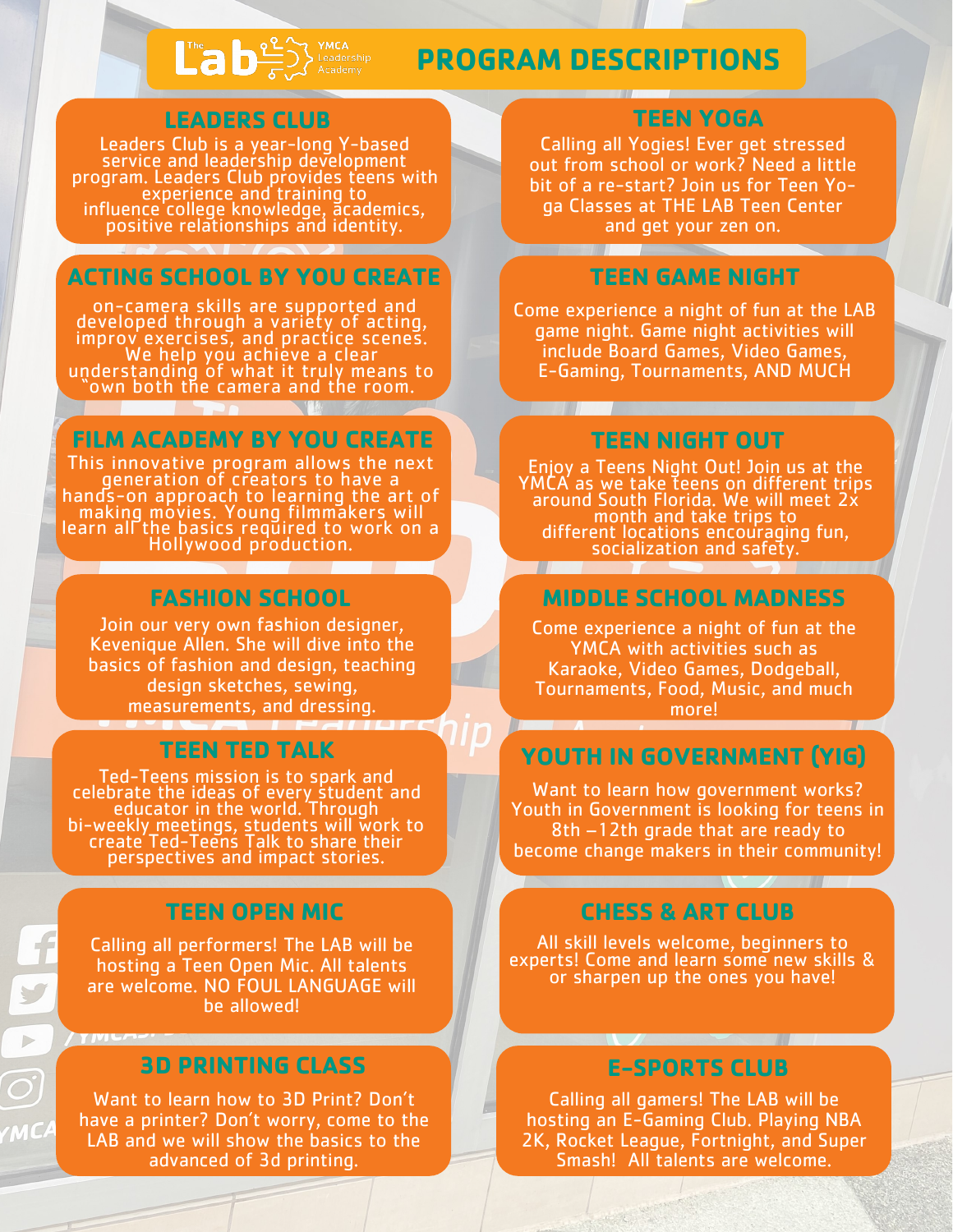# PROGRAM DESCRIPTIONS

The Lab YMCA Leadership Academy

## LEADERS CLUB

Leaders Club is a year-long Y-based service and leadership development program. Leaders Club provides teens with experience and training to influence college knowledge, academics, positive relationships and identity.

## ACTING SCHOOL BY YOU CREATE

on-camera skills are supported and developed through a variety of acting, improv exercises, and practice scenes. We help you achieve a clear understanding of what it truly means to "own both the camera and the room.

## FILM ACADEMY BY YOU CREATE

This innovative program allows the next generation of creators to have a hands-on approach to learning the art of making movies. Young filmmakers will learn all the basics required to work on a Hollywood production.

## FASHION SCHOOL

Join our very own fashion designer, Kevenique Allen. She will dive into the basics of fashion and design, teaching design sketches, sewing, measurements, and dressing.

## TEEN TED TALK

Ted-Teens mission is to spark and celebrate the ideas of every student and educator in the world. Through bi-weekly meetings, students will work to create Ted-Teens Talk to share their perspectives and impact stories.

## TEEN OPEN MIC

Calling all performers! The LAB will be hosting a Teen Open Mic. All talents are welcome. NO FOUL LANGUAGE will be allowed!

## 3D PRINTING CLASS

Want to learn how to 3D Print? Don't have a printer? Don't worry, come to the LAB and we will show the basics to the advanced of 3d printing.

## TEEN YOGA

Calling all Yogies! Ever get stressed out from school or work? Need a little bit of a re-start? Join us for Teen Yoga Classes at THE LAB Teen Center and get your zen on.

## TEEN GAME NIGHT

Come experience a night of fun at the LAB game night. Game night activities will include Board Games, Video Games, E-Gaming, Tournaments, AND MUCH

## TEEN NIGHT OUT

Enjoy a Teens Night Out! Join us at the YMCA as we take teens on different trips around South Florida. We will meet 2x month and take trips to different locations encouraging fun, socialization and safety.

## MIDDLE SCHOOL MADNESS

Come experience a night of fun at the YMCA with activities such as Karaoke, Video Games, Dodgeball, Tournaments, Food, Music, and much more!

## YOUTH IN GOVERNMENT (YIG)

Want to learn how government works? Youth in Government is looking for teens in 8th –12th grade that are ready to become change makers in their community!

## CHESS & ART CLUB

All skill levels welcome, beginners to experts! Come and learn some new skills & or sharpen up the ones you have!

## E-SPORTS CLUB

Calling all gamers! The LAB will be hosting an E-Gaming Club. Playing NBA 2K, Rocket League, Fortnight, and Super Smash! All talents are welcome.